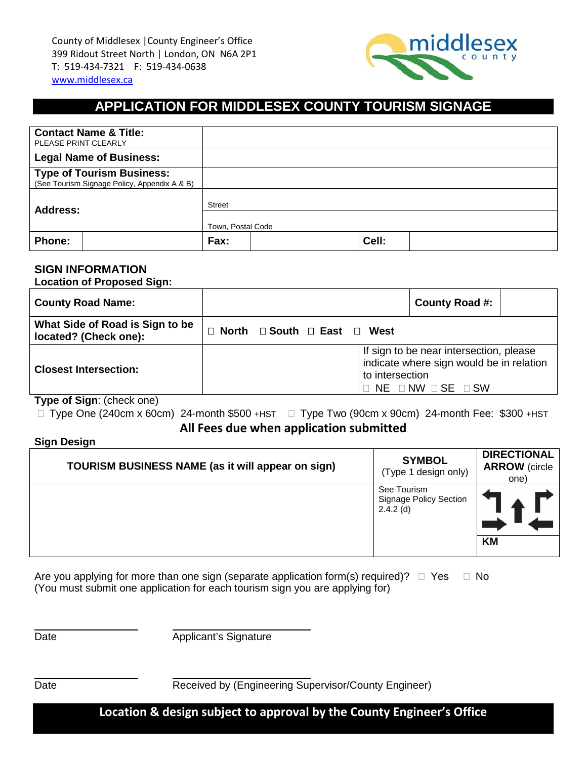County of Middlesex | County Engineer's Office
399 Ridout Street North | London, ON N6A 2P1
T: 519-434-7321 F: 519-434-0638
www.middlesex.ca

# APPLICATION FOR MIDDLESEX COUNTY TOURISM SIGNAGE

| **Contact Name & Title:** PLEASE PRINT CLEARLY | | | |
|---|---|---|---|
| **Legal Name of Business:** | | | |
| **Type of Tourism Business:** (See Tourism Signage Policy, Appendix A & B) | | | |
| **Address:** | Street | | |
| | Town, Postal Code | | |
| **Phone:** | **Fax:** | **Cell:** | |

## SIGN INFORMATION

**Location of Proposed Sign:**

| **County Road Name:** | | **County Road #:** | |
|---|---|---|---|
| **What Side of Road is Sign to be located? (Check one):** | ☐ **North** ☐ **South** ☐ **East** ☐ **West** | | |
| **Closest Intersection:** | | If sign to be near intersection, please indicate where sign would be in relation to intersection ☐ NE ☐ NW ☐ SE ☐ SW | |

**Type of Sign**: (check one)

☐ Type One (240cm x 60cm) 24-month $500 +HST ☐ Type Two (90cm x 90cm) 24-month Fee: $300 +HST

**All Fees due when application submitted**

**Sign Design**

| **TOURISM BUSINESS NAME (as it will appear on sign)** | **SYMBOL** (Type 1 design only) | **DIRECTIONAL ARROW** (circle one) |
|---|---|---|
| | See Tourism Signage Policy Section 2.4.2 (d) | ↰ ↑ ↱ → ← **KM** |

Are you applying for more than one sign (separate application form(s) required)? ☐ Yes ☐ No
(You must submit one application for each tourism sign you are applying for)

\_\_\_\_\_\_\_\_\_\_\_\_\_\_\_\_ \_\_\_\_\_\_\_\_\_\_\_\_\_\_\_\_\_\_\_\_

Date Applicant's Signature

\_\_\_\_\_\_\_\_\_\_\_\_\_\_\_\_ \_\_\_\_\_\_\_\_\_\_\_\_\_\_\_\_\_\_\_\_

Date Received by (Engineering Supervisor/County Engineer)

**Location & design subject to approval by the County Engineer's Office**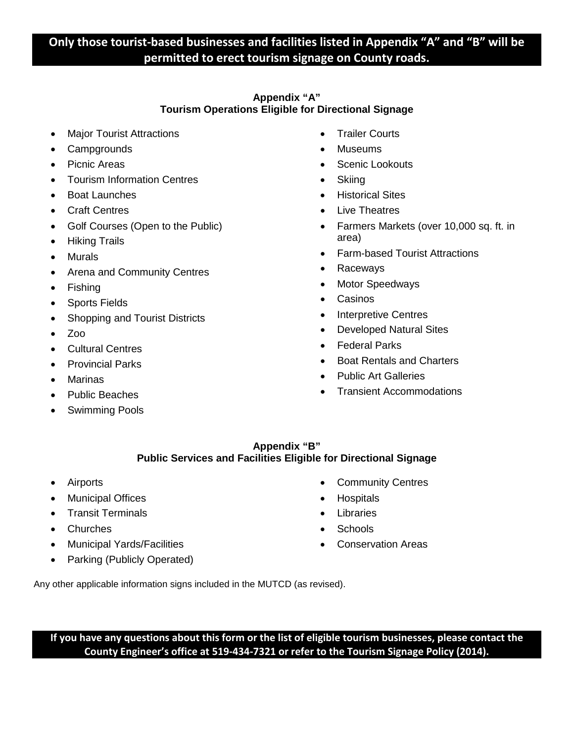**Only those tourist-based businesses and facilities listed in Appendix "A" and "B" will be permitted to erect tourism signage on County roads.**

## Appendix "A"
## Tourism Operations Eligible for Directional Signage

- Major Tourist Attractions
- Campgrounds
- Picnic Areas
- Tourism Information Centres
- Boat Launches
- Craft Centres
- Golf Courses (Open to the Public)
- Hiking Trails
- Murals
- Arena and Community Centres
- Fishing
- Sports Fields
- Shopping and Tourist Districts
- Zoo
- Cultural Centres
- Provincial Parks
- Marinas
- Public Beaches
- Swimming Pools
- Trailer Courts
- Museums
- Scenic Lookouts
- Skiing
- Historical Sites
- Live Theatres
- Farmers Markets (over 10,000 sq. ft. in area)
- Farm-based Tourist Attractions
- Raceways
- Motor Speedways
- Casinos
- Interpretive Centres
- Developed Natural Sites
- Federal Parks
- Boat Rentals and Charters
- Public Art Galleries
- Transient Accommodations

## Appendix "B"
## Public Services and Facilities Eligible for Directional Signage

- Airports
- Municipal Offices
- Transit Terminals
- Churches
- Municipal Yards/Facilities
- Parking (Publicly Operated)
- Community Centres
- Hospitals
- Libraries
- Schools
- Conservation Areas

Any other applicable information signs included in the MUTCD (as revised).

**If you have any questions about this form or the list of eligible tourism businesses, please contact the County Engineer's office at 519-434-7321 or refer to the Tourism Signage Policy (2014).**